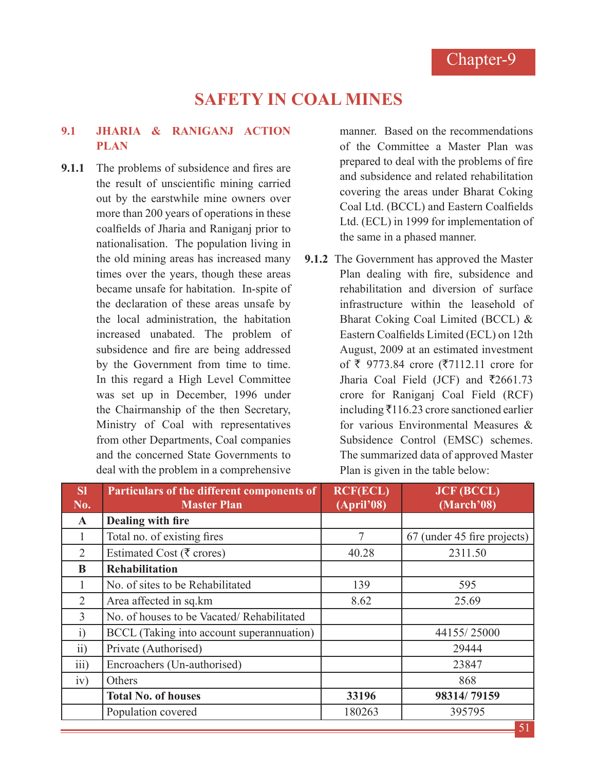Chapter-9

# SAFETY IN COAL MINES

## 9.1 JHARIA & RANIGANJ ACTION PLAN

**9.1.1** The problems of subsidence and fires are the result of unscientific mining carried out by the earstwhile mine owners over more than 200 years of operations in these coalfields of Jharia and Raniganj prior to nationalisation. The population living in the old mining areas has increased many times over the years, though these areas became unsafe for habitation. In-spite of the declaration of these areas unsafe by the local administration, the habitation increased unabated. The problem of subsidence and fire are being addressed by the Government from time to time. In this regard a High Level Committee was set up in December, 1996 under the Chairmanship of the then Secretary, Ministry of Coal with representatives from other Departments, Coal companies and the concerned State Governments to deal with the problem in a comprehensive manner. Based on the recommendations of the Committee a Master Plan was prepared to deal with the problems of fire and subsidence and related rehabilitation covering the areas under Bharat Coking Coal Ltd. (BCCL) and Eastern Coalfields Ltd. (ECL) in 1999 for implementation of the same in a phased manner.

**9.1.2** The Government has approved the Master Plan dealing with fire, subsidence and rehabilitation and diversion of surface infrastructure within the leasehold of Bharat Coking Coal Limited (BCCL) & Eastern Coalfields Limited (ECL) on 12th August, 2009 at an estimated investment of ₹ 9773.84 crore (₹7112.11 crore for Jharia Coal Field (JCF) and ₹2661.73 crore for Raniganj Coal Field (RCF) including ₹116.23 crore sanctioned earlier for various Environmental Measures & Subsidence Control (EMSC) schemes. The summarized data of approved Master Plan is given in the table below:

| Sl No. | Particulars of the different components of Master Plan | RCF(ECL) (April'08) | JCF (BCCL) (March'08) |
|---|---|---|---|
| **A** | **Dealing with fire** | | |
| 1 | Total no. of existing fires | 7 | 67 (under 45 fire projects) |
| 2 | Estimated Cost (₹ crores) | 40.28 | 2311.50 |
| **B** | **Rehabilitation** | | |
| 1 | No. of sites to be Rehabilitated | 139 | 595 |
| 2 | Area affected in sq.km | 8.62 | 25.69 |
| 3 | No. of houses to be Vacated/ Rehabilitated | | |
| i) | BCCL (Taking into account superannuation) | | 44155/ 25000 |
| ii) | Private (Authorised) | | 29444 |
| iii) | Encroachers (Un-authorised) | | 23847 |
| iv) | Others | | 868 |
| | **Total No. of houses** | **33196** | **98314/ 79159** |
| | Population covered | 180263 | 395795 |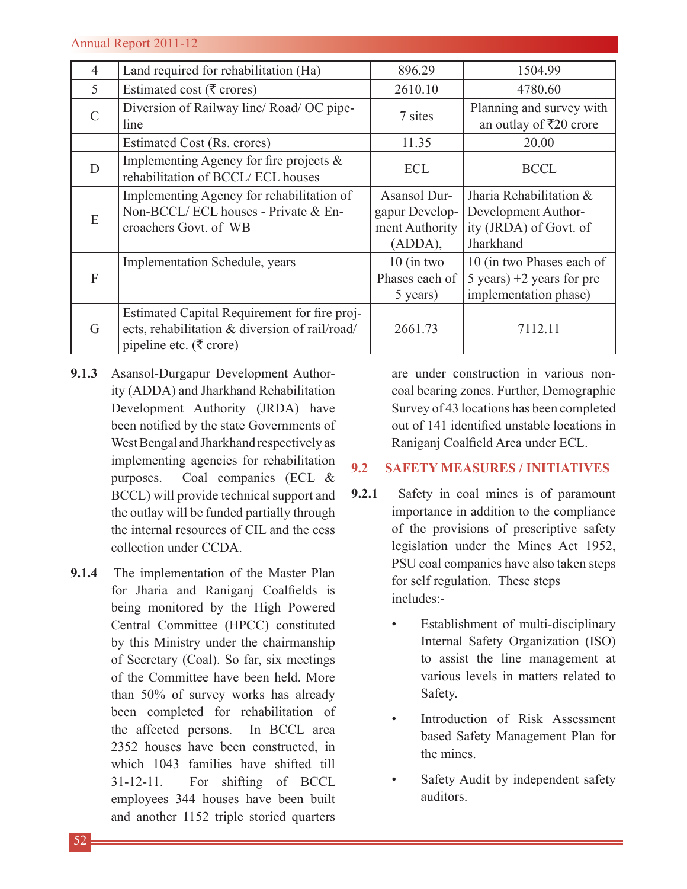| 4 | Land required for rehabilitation (Ha) | 896.29 | 1504.99 |
|---|---|---|---|
| 5 | Estimated cost (₹ crores) | 2610.10 | 4780.60 |
| C | Diversion of Railway line/ Road/ OC pipe-line | 7 sites | Planning and survey with an outlay of ₹20 crore |
| | Estimated Cost (Rs. crores) | 11.35 | 20.00 |
| D | Implementing Agency for fire projects & rehabilitation of BCCL/ ECL houses | ECL | BCCL |
| E | Implementing Agency for rehabilitation of Non-BCCL/ ECL houses - Private & Encroachers Govt. of WB | Asansol Durgapur Development Authority (ADDA), | Jharia Rehabilitation & Development Authority (JRDA) of Govt. of Jharkhand |
| F | Implementation Schedule, years | 10 (in two Phases each of 5 years) | 10 (in two Phases each of 5 years) +2 years for pre implementation phase) |
| G | Estimated Capital Requirement for fire projects, rehabilitation & diversion of rail/road/ pipeline etc. (₹ crore) | 2661.73 | 7112.11 |

**9.1.3** Asansol-Durgapur Development Authority (ADDA) and Jharkhand Rehabilitation Development Authority (JRDA) have been notified by the state Governments of West Bengal and Jharkhand respectively as implementing agencies for rehabilitation purposes. Coal companies (ECL & BCCL) will provide technical support and the outlay will be funded partially through the internal resources of CIL and the cess collection under CCDA.

**9.1.4** The implementation of the Master Plan for Jharia and Raniganj Coalfields is being monitored by the High Powered Central Committee (HPCC) constituted by this Ministry under the chairmanship of Secretary (Coal). So far, six meetings of the Committee have been held. More than 50% of survey works has already been completed for rehabilitation of the affected persons. In BCCL area 2352 houses have been constructed, in which 1043 families have shifted till 31-12-11. For shifting of BCCL employees 344 houses have been built and another 1152 triple storied quarters are under construction in various non-coal bearing zones. Further, Demographic Survey of 43 locations has been completed out of 141 identified unstable locations in Raniganj Coalfield Area under ECL.

## 9.2 SAFETY MEASURES / INITIATIVES

**9.2.1** Safety in coal mines is of paramount importance in addition to the compliance of the provisions of prescriptive safety legislation under the Mines Act 1952, PSU coal companies have also taken steps for self regulation. These steps includes:-

- Establishment of multi-disciplinary Internal Safety Organization (ISO) to assist the line management at various levels in matters related to Safety.
- Introduction of Risk Assessment based Safety Management Plan for the mines.
- Safety Audit by independent safety auditors.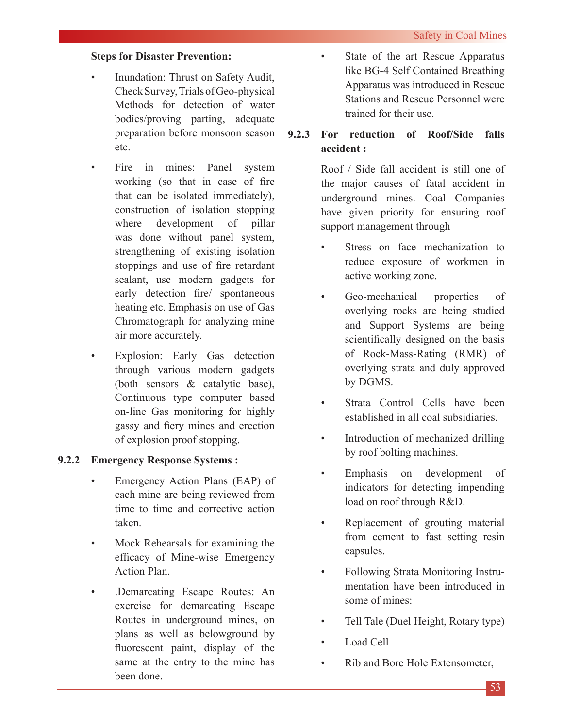**Steps for Disaster Prevention:**

- Inundation: Thrust on Safety Audit, Check Survey, Trials of Geo-physical Methods for detection of water bodies/proving parting, adequate preparation before monsoon season etc.
- Fire in mines: Panel system working (so that in case of fire that can be isolated immediately), construction of isolation stopping where development of pillar was done without panel system, strengthening of existing isolation stoppings and use of fire retardant sealant, use modern gadgets for early detection fire/ spontaneous heating etc. Emphasis on use of Gas Chromatograph for analyzing mine air more accurately.
- Explosion: Early Gas detection through various modern gadgets (both sensors & catalytic base), Continuous type computer based on-line Gas monitoring for highly gassy and fiery mines and erection of explosion proof stopping.

### 9.2.2 Emergency Response Systems :

- Emergency Action Plans (EAP) of each mine are being reviewed from time to time and corrective action taken.
- Mock Rehearsals for examining the efficacy of Mine-wise Emergency Action Plan.
- .Demarcating Escape Routes: An exercise for demarcating Escape Routes in underground mines, on plans as well as belowground by fluorescent paint, display of the same at the entry to the mine has been done.
- State of the art Rescue Apparatus like BG-4 Self Contained Breathing Apparatus was introduced in Rescue Stations and Rescue Personnel were trained for their use.

### 9.2.3 For reduction of Roof/Side falls accident :

Roof / Side fall accident is still one of the major causes of fatal accident in underground mines. Coal Companies have given priority for ensuring roof support management through

- Stress on face mechanization to reduce exposure of workmen in active working zone.
- Geo-mechanical properties of overlying rocks are being studied and Support Systems are being scientifically designed on the basis of Rock-Mass-Rating (RMR) of overlying strata and duly approved by DGMS.
- Strata Control Cells have been established in all coal subsidiaries.
- Introduction of mechanized drilling by roof bolting machines.
- Emphasis on development of indicators for detecting impending load on roof through R&D.
- Replacement of grouting material from cement to fast setting resin capsules.
- Following Strata Monitoring Instrumentation have been introduced in some of mines:
- Tell Tale (Duel Height, Rotary type)
- Load Cell
- Rib and Bore Hole Extensometer,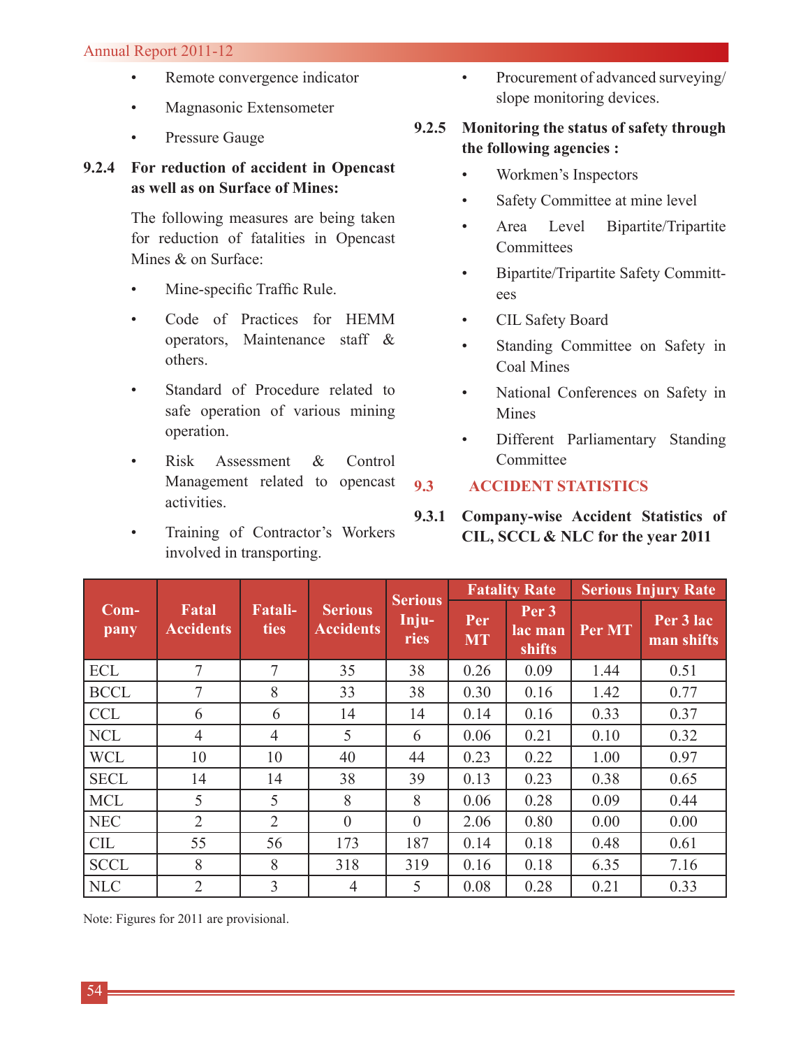- Remote convergence indicator
- Magnasonic Extensometer
- Pressure Gauge

**9.2.4 For reduction of accident in Opencast as well as on Surface of Mines:**

The following measures are being taken for reduction of fatalities in Opencast Mines & on Surface:

- Mine-specific Traffic Rule.
- Code of Practices for HEMM operators, Maintenance staff & others.
- Standard of Procedure related to safe operation of various mining operation.
- Risk Assessment & Control Management related to opencast activities.
- Training of Contractor's Workers involved in transporting.
- Procurement of advanced surveying/slope monitoring devices.

**9.2.5 Monitoring the status of safety through the following agencies :**

- Workmen's Inspectors
- Safety Committee at mine level
- Area Level Bipartite/Tripartite Committees
- Bipartite/Tripartite Safety Committees
- CIL Safety Board
- Standing Committee on Safety in Coal Mines
- National Conferences on Safety in Mines
- Different Parliamentary Standing Committee

## 9.3 ACCIDENT STATISTICS

**9.3.1 Company-wise Accident Statistics of CIL, SCCL & NLC for the year 2011**

| Company | Fatal Accidents | Fatalities | Serious Accidents | Serious Injuries | Fatality Rate | | Serious Injury Rate | |
|---|---|---|---|---|---|---|---|---|
| | | | | | Per MT | Per 3 lac man shifts | Per MT | Per 3 lac man shifts |
| ECL | 7 | 7 | 35 | 38 | 0.26 | 0.09 | 1.44 | 0.51 |
| BCCL | 7 | 8 | 33 | 38 | 0.30 | 0.16 | 1.42 | 0.77 |
| CCL | 6 | 6 | 14 | 14 | 0.14 | 0.16 | 0.33 | 0.37 |
| NCL | 4 | 4 | 5 | 6 | 0.06 | 0.21 | 0.10 | 0.32 |
| WCL | 10 | 10 | 40 | 44 | 0.23 | 0.22 | 1.00 | 0.97 |
| SECL | 14 | 14 | 38 | 39 | 0.13 | 0.23 | 0.38 | 0.65 |
| MCL | 5 | 5 | 8 | 8 | 0.06 | 0.28 | 0.09 | 0.44 |
| NEC | 2 | 2 | 0 | 0 | 2.06 | 0.80 | 0.00 | 0.00 |
| CIL | 55 | 56 | 173 | 187 | 0.14 | 0.18 | 0.48 | 0.61 |
| SCCL | 8 | 8 | 318 | 319 | 0.16 | 0.18 | 6.35 | 7.16 |
| NLC | 2 | 3 | 4 | 5 | 0.08 | 0.28 | 0.21 | 0.33 |

Note: Figures for 2011 are provisional.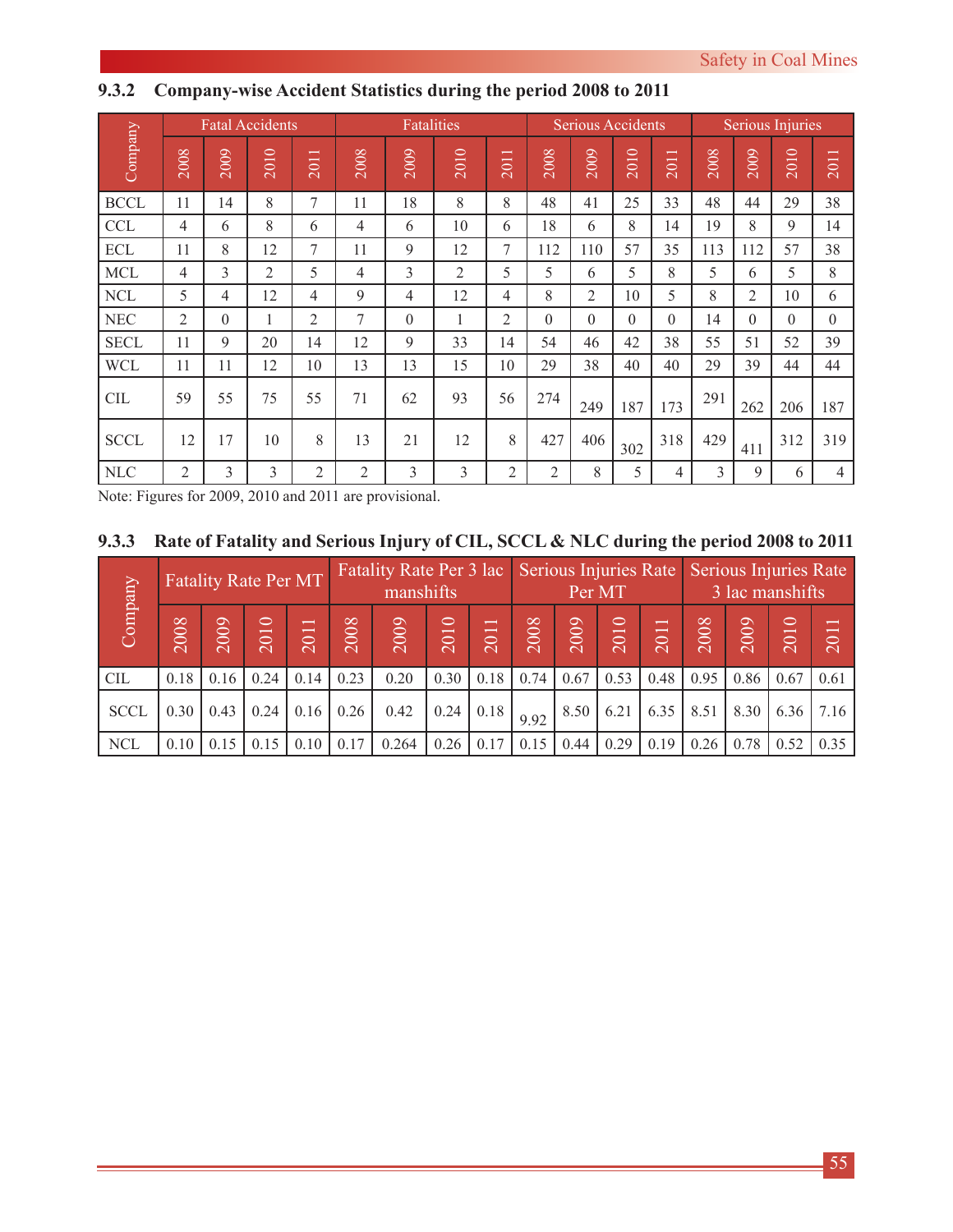### 9.3.2 Company-wise Accident Statistics during the period 2008 to 2011

| Company | Fatal Accidents | | | | Fatalities | | | | Serious Accidents | | | | Serious Injuries | | | |
|---|---|---|---|---|---|---|---|---|---|---|---|---|---|---|---|---|
| | 2008 | 2009 | 2010 | 2011 | 2008 | 2009 | 2010 | 2011 | 2008 | 2009 | 2010 | 2011 | 2008 | 2009 | 2010 | 2011 |
| BCCL | 11 | 14 | 8 | 7 | 11 | 18 | 8 | 8 | 48 | 41 | 25 | 33 | 48 | 44 | 29 | 38 |
| CCL | 4 | 6 | 8 | 6 | 4 | 6 | 10 | 6 | 18 | 6 | 8 | 14 | 19 | 8 | 9 | 14 |
| ECL | 11 | 8 | 12 | 7 | 11 | 9 | 12 | 7 | 112 | 110 | 57 | 35 | 113 | 112 | 57 | 38 |
| MCL | 4 | 3 | 2 | 5 | 4 | 3 | 2 | 5 | 5 | 6 | 5 | 8 | 5 | 6 | 5 | 8 |
| NCL | 5 | 4 | 12 | 4 | 9 | 4 | 12 | 4 | 8 | 2 | 10 | 5 | 8 | 2 | 10 | 6 |
| NEC | 2 | 0 | 1 | 2 | 7 | 0 | 1 | 2 | 0 | 0 | 0 | 0 | 14 | 0 | 0 | 0 |
| SECL | 11 | 9 | 20 | 14 | 12 | 9 | 33 | 14 | 54 | 46 | 42 | 38 | 55 | 51 | 52 | 39 |
| WCL | 11 | 11 | 12 | 10 | 13 | 13 | 15 | 10 | 29 | 38 | 40 | 40 | 29 | 39 | 44 | 44 |
| CIL | 59 | 55 | 75 | 55 | 71 | 62 | 93 | 56 | 274 | 249 | 187 | 173 | 291 | 262 | 206 | 187 |
| SCCL | 12 | 17 | 10 | 8 | 13 | 21 | 12 | 8 | 427 | 406 | 302 | 318 | 429 | 411 | 312 | 319 |
| NLC | 2 | 3 | 3 | 2 | 2 | 3 | 3 | 2 | 2 | 8 | 5 | 4 | 3 | 9 | 6 | 4 |

Note: Figures for 2009, 2010 and 2011 are provisional.

### 9.3.3 Rate of Fatality and Serious Injury of CIL, SCCL & NLC during the period 2008 to 2011

| Company | Fatality Rate Per MT | | | | Fatality Rate Per 3 lac manshifts | | | | Serious Injuries Rate Per MT | | | | Serious Injuries Rate 3 lac manshifts | | | |
|---|---|---|---|---|---|---|---|---|---|---|---|---|---|---|---|---|
| | 2008 | 2009 | 2010 | 2011 | 2008 | 2009 | 2010 | 2011 | 2008 | 2009 | 2010 | 2011 | 2008 | 2009 | 2010 | 2011 |
| CIL | 0.18 | 0.16 | 0.24 | 0.14 | 0.23 | 0.20 | 0.30 | 0.18 | 0.74 | 0.67 | 0.53 | 0.48 | 0.95 | 0.86 | 0.67 | 0.61 |
| SCCL | 0.30 | 0.43 | 0.24 | 0.16 | 0.26 | 0.42 | 0.24 | 0.18 | 9.92 | 8.50 | 6.21 | 6.35 | 8.51 | 8.30 | 6.36 | 7.16 |
| NCL | 0.10 | 0.15 | 0.15 | 0.10 | 0.17 | 0.264 | 0.26 | 0.17 | 0.15 | 0.44 | 0.29 | 0.19 | 0.26 | 0.78 | 0.52 | 0.35 |